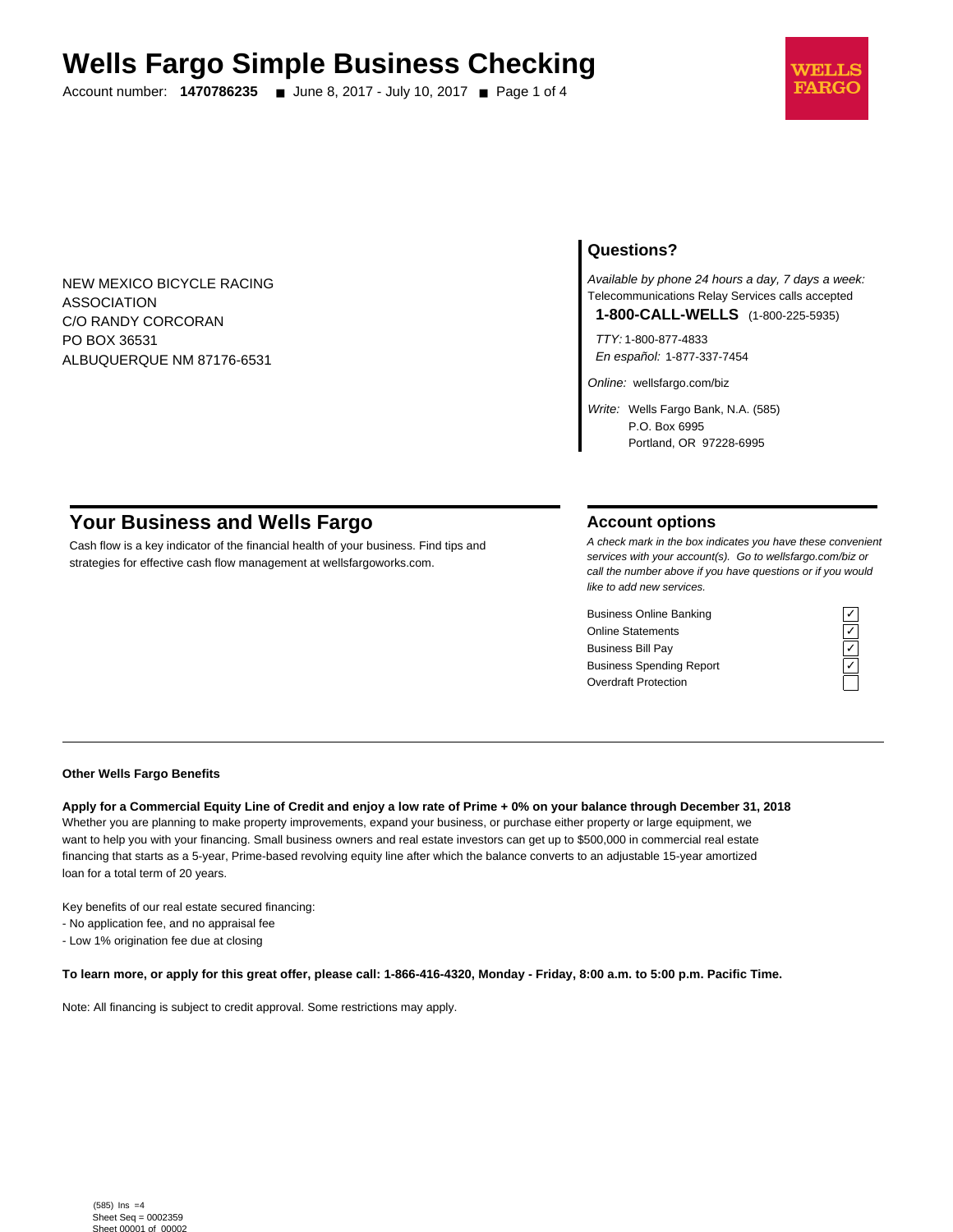# Wells Fargo Simple Business Checking

Account number: **1470786235** ■ June 8, 2017 - July 10, 2017 ■ Page 1 of 4

WELLS FARGO

NEW MEXICO BICYCLE RACING
ASSOCIATION
C/O RANDY CORCORAN
PO BOX 36531
ALBUQUERQUE NM 87176-6531

## Questions?

*Available by phone 24 hours a day, 7 days a week:*
Telecommunications Relay Services calls accepted

**1-800-CALL-WELLS** (1-800-225-5935)

*TTY:* 1-800-877-4833
*En español:* 1-877-337-7454

*Online:* wellsfargo.com/biz

*Write:* Wells Fargo Bank, N.A. (585)
P.O. Box 6995
Portland, OR 97228-6995

## Your Business and Wells Fargo

Cash flow is a key indicator of the financial health of your business. Find tips and strategies for effective cash flow management at wellsfargoworks.com.

## Account options

*A check mark in the box indicates you have these convenient services with your account(s). Go to wellsfargo.com/biz or call the number above if you have questions or if you would like to add new services.*

| Service | |
|---|---|
| Business Online Banking | ✓ |
| Online Statements | ✓ |
| Business Bill Pay | ✓ |
| Business Spending Report | ✓ |
| Overdraft Protection | |

**Other Wells Fargo Benefits**

**Apply for a Commercial Equity Line of Credit and enjoy a low rate of Prime + 0% on your balance through December 31, 2018**

Whether you are planning to make property improvements, expand your business, or purchase either property or large equipment, we want to help you with your financing. Small business owners and real estate investors can get up to $500,000 in commercial real estate financing that starts as a 5-year, Prime-based revolving equity line after which the balance converts to an adjustable 15-year amortized loan for a total term of 20 years.

Key benefits of our real estate secured financing:
- No application fee, and no appraisal fee
- Low 1% origination fee due at closing

**To learn more, or apply for this great offer, please call: 1-866-416-4320, Monday - Friday, 8:00 a.m. to 5:00 p.m. Pacific Time.**

Note: All financing is subject to credit approval. Some restrictions may apply.

(585) Ins =4
Sheet Seq = 0002359
Sheet 00001 of 00002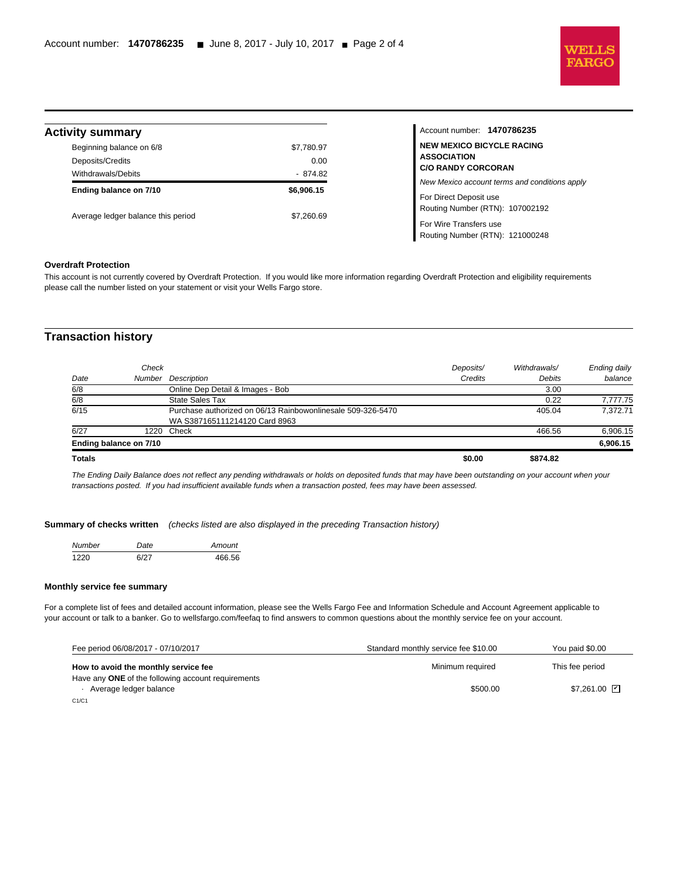## Activity summary

| | |
|---|---|
| Beginning balance on 6/8 | $7,780.97 |
| Deposits/Credits | 0.00 |
| Withdrawals/Debits | - 874.82 |
| **Ending balance on 7/10** | **$6,906.15** |
| Average ledger balance this period | $7,260.69 |

Account number: **1470786235**

**NEW MEXICO BICYCLE RACING ASSOCIATION**
**C/O RANDY CORCORAN**

*New Mexico account terms and conditions apply*

For Direct Deposit use
Routing Number (RTN): 107002192

For Wire Transfers use
Routing Number (RTN): 121000248

**Overdraft Protection**

This account is not currently covered by Overdraft Protection. If you would like more information regarding Overdraft Protection and eligibility requirements please call the number listed on your statement or visit your Wells Fargo store.

## Transaction history

| *Date* | *Check Number* | *Description* | *Deposits/ Credits* | *Withdrawals/ Debits* | *Ending daily balance* |
|---|---|---|---|---|---|
| 6/8 | | Online Dep Detail & Images - Bob | | 3.00 | |
| 6/8 | | State Sales Tax | | 0.22 | 7,777.75 |
| 6/15 | | Purchase authorized on 06/13 Rainbowonlinesale 509-326-5470 WA S387165111214120 Card 8963 | | 405.04 | 7,372.71 |
| 6/27 | 1220 | Check | | 466.56 | 6,906.15 |
| **Ending balance on 7/10** | | | | | **6,906.15** |
| **Totals** | | | **$0.00** | **$874.82** | |

*The Ending Daily Balance does not reflect any pending withdrawals or holds on deposited funds that may have been outstanding on your account when your transactions posted. If you had insufficient available funds when a transaction posted, fees may have been assessed.*

**Summary of checks written** *(checks listed are also displayed in the preceding Transaction history)*

| *Number* | *Date* | *Amount* |
|---|---|---|
| 1220 | 6/27 | 466.56 |

**Monthly service fee summary**

For a complete list of fees and detailed account information, please see the Wells Fargo Fee and Information Schedule and Account Agreement applicable to your account or talk to a banker. Go to wellsfargo.com/feefaq to find answers to common questions about the monthly service fee on your account.

| Fee period 06/08/2017 - 07/10/2017 | Standard monthly service fee $10.00 | You paid $0.00 |
|---|---|---|
| **How to avoid the monthly service fee** | Minimum required | This fee period |
| Have any **ONE** of the following account requirements | | |
| · Average ledger balance | $500.00 | $7,261.00 ☑ |

C1/C1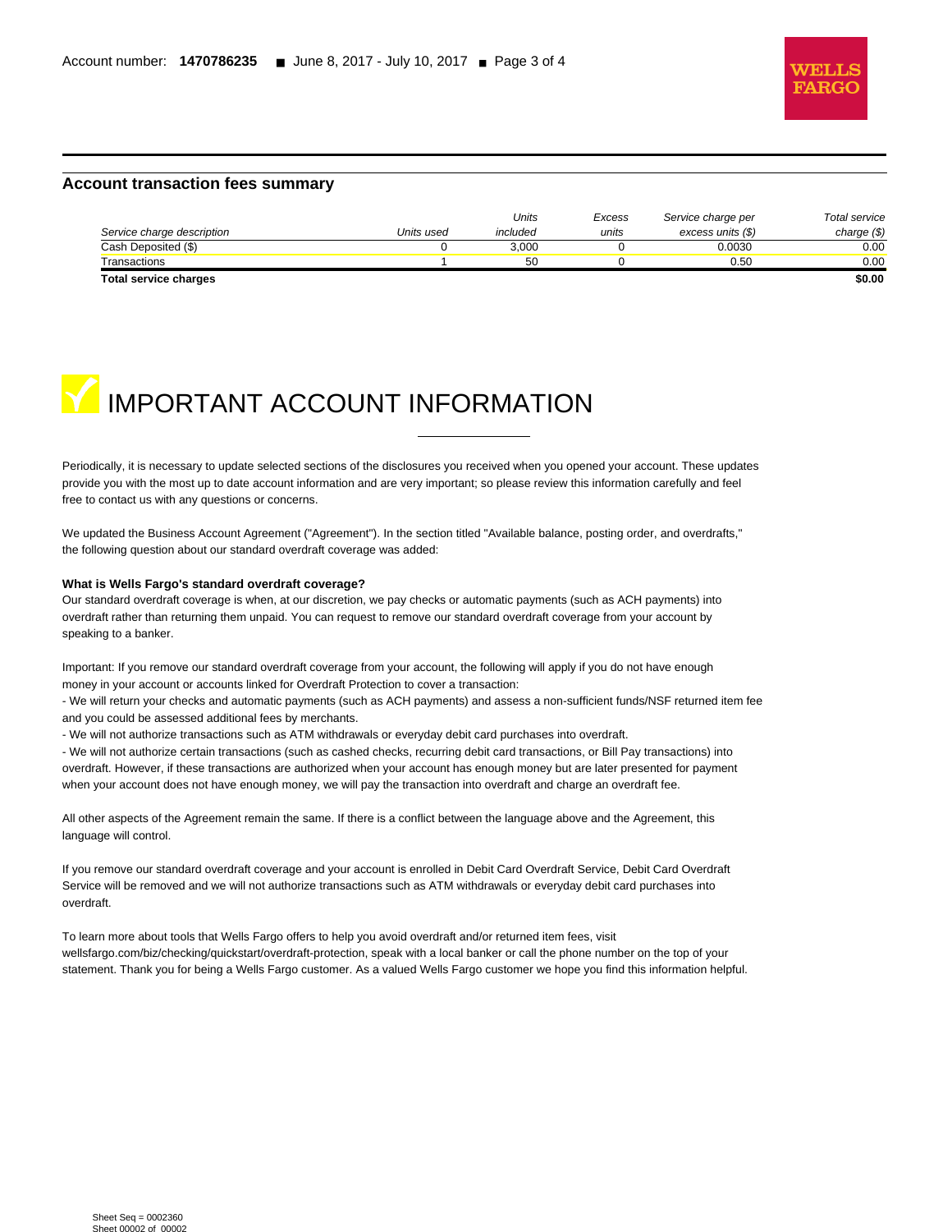## Account transaction fees summary

| Service charge description | Units used | Units included | Excess units | Service charge per excess units ($) | Total service charge ($) |
|---|---|---|---|---|---|
| Cash Deposited ($) | 0 | 3,000 | 0 | 0.0030 | 0.00 |
| Transactions | 1 | 50 | 0 | 0.50 | 0.00 |
| **Total service charges** | | | | | **$0.00** |

# IMPORTANT ACCOUNT INFORMATION

Periodically, it is necessary to update selected sections of the disclosures you received when you opened your account. These updates provide you with the most up to date account information and are very important; so please review this information carefully and feel free to contact us with any questions or concerns.

We updated the Business Account Agreement ("Agreement"). In the section titled "Available balance, posting order, and overdrafts," the following question about our standard overdraft coverage was added:

**What is Wells Fargo's standard overdraft coverage?**

Our standard overdraft coverage is when, at our discretion, we pay checks or automatic payments (such as ACH payments) into overdraft rather than returning them unpaid. You can request to remove our standard overdraft coverage from your account by speaking to a banker.

Important: If you remove our standard overdraft coverage from your account, the following will apply if you do not have enough money in your account or accounts linked for Overdraft Protection to cover a transaction:

- We will return your checks and automatic payments (such as ACH payments) and assess a non-sufficient funds/NSF returned item fee and you could be assessed additional fees by merchants.
- We will not authorize transactions such as ATM withdrawals or everyday debit card purchases into overdraft.
- We will not authorize certain transactions (such as cashed checks, recurring debit card transactions, or Bill Pay transactions) into overdraft. However, if these transactions are authorized when your account has enough money but are later presented for payment when your account does not have enough money, we will pay the transaction into overdraft and charge an overdraft fee.

All other aspects of the Agreement remain the same. If there is a conflict between the language above and the Agreement, this language will control.

If you remove our standard overdraft coverage and your account is enrolled in Debit Card Overdraft Service, Debit Card Overdraft Service will be removed and we will not authorize transactions such as ATM withdrawals or everyday debit card purchases into overdraft.

To learn more about tools that Wells Fargo offers to help you avoid overdraft and/or returned item fees, visit wellsfargo.com/biz/checking/quickstart/overdraft-protection, speak with a local banker or call the phone number on the top of your statement. Thank you for being a Wells Fargo customer. As a valued Wells Fargo customer we hope you find this information helpful.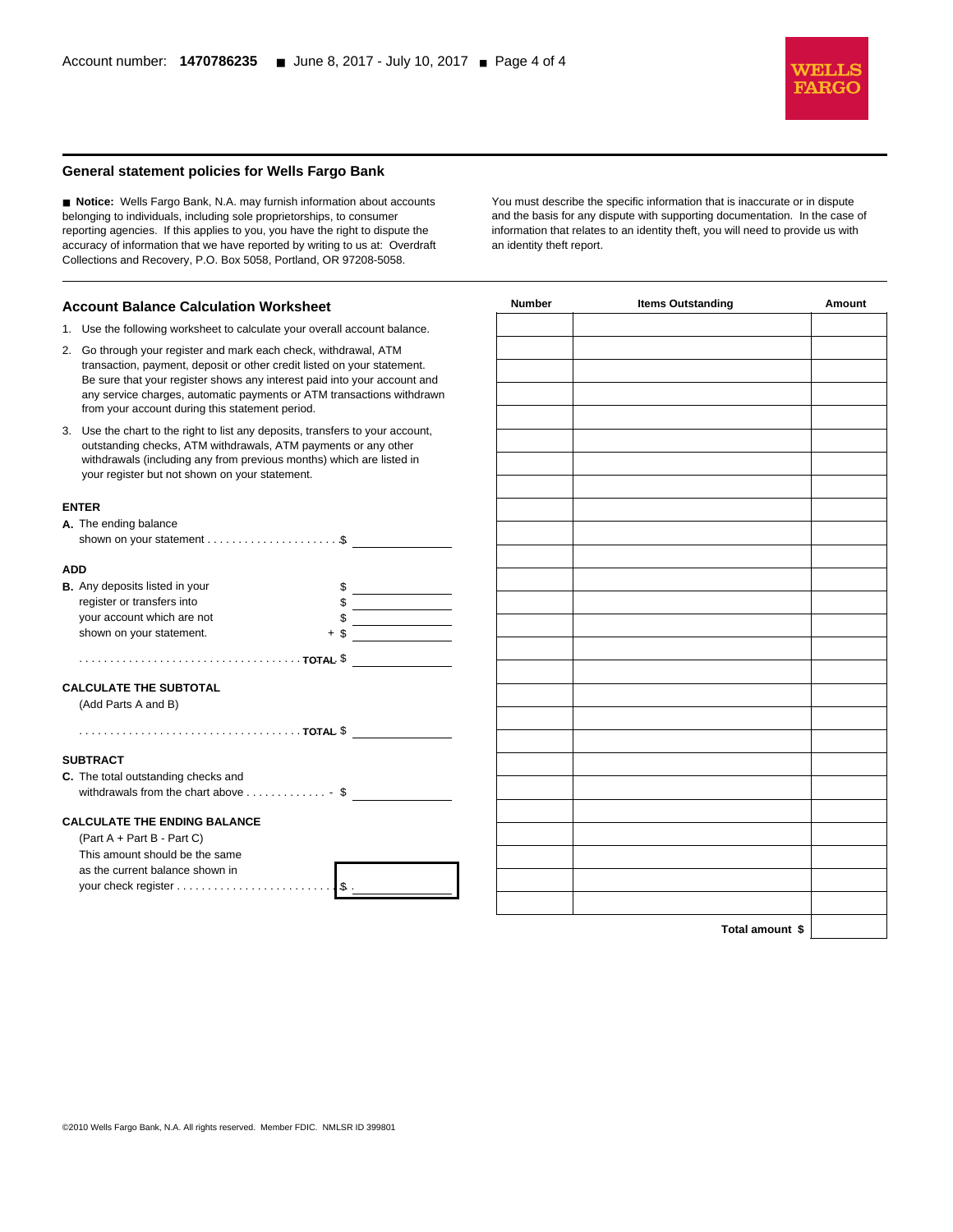## General statement policies for Wells Fargo Bank

■ **Notice:** Wells Fargo Bank, N.A. may furnish information about accounts belonging to individuals, including sole proprietorships, to consumer reporting agencies. If this applies to you, you have the right to dispute the accuracy of information that we have reported by writing to us at: Overdraft Collections and Recovery, P.O. Box 5058, Portland, OR 97208-5058.

You must describe the specific information that is inaccurate or in dispute and the basis for any dispute with supporting documentation. In the case of information that relates to an identity theft, you will need to provide us with an identity theft report.

### Account Balance Calculation Worksheet

1. Use the following worksheet to calculate your overall account balance.
2. Go through your register and mark each check, withdrawal, ATM transaction, payment, deposit or other credit listed on your statement. Be sure that your register shows any interest paid into your account and any service charges, automatic payments or ATM transactions withdrawn from your account during this statement period.
3. Use the chart to the right to list any deposits, transfers to your account, outstanding checks, ATM withdrawals, ATM payments or any other withdrawals (including any from previous months) which are listed in your register but not shown on your statement.

**ENTER**

**A.** The ending balance shown on your statement . . . . . . . . . . . . . . . . . . . . . $ ____________

**ADD**

**B.** Any deposits listed in your register or transfers into your account which are not shown on your statement.

$ ____________
$ ____________
$ ____________
\+ $ ____________

. . . . . . . . . . . . . . . . . . . . . . . . . . . . . . . . . . . **TOTAL** $ ____________

**CALCULATE THE SUBTOTAL**

(Add Parts A and B)

. . . . . . . . . . . . . . . . . . . . . . . . . . . . . . . . . . . **TOTAL** $ ____________

**SUBTRACT**

**C.** The total outstanding checks and withdrawals from the chart above . . . . . . . . . . . . . - $ ____________

**CALCULATE THE ENDING BALANCE**

(Part A + Part B - Part C)
This amount should be the same as the current balance shown in your check register . . . . . . . . . . . . . . . . . . . . . . . . . $ ____________

| Number | Items Outstanding | Amount |
|---|---|---|
| | | |
| | | |
| | | |
| | | |
| | | |
| | | |
| | | |
| | | |
| | | |
| | | |
| | | |
| | | |
| | | |
| | | |
| | | |
| | | |
| | | |
| | | |
| | | |
| | | |
| | | |
| | | |
| | | |
| | | |
| | | |
| | **Total amount $** | |

©2010 Wells Fargo Bank, N.A. All rights reserved. Member FDIC. NMLSR ID 399801